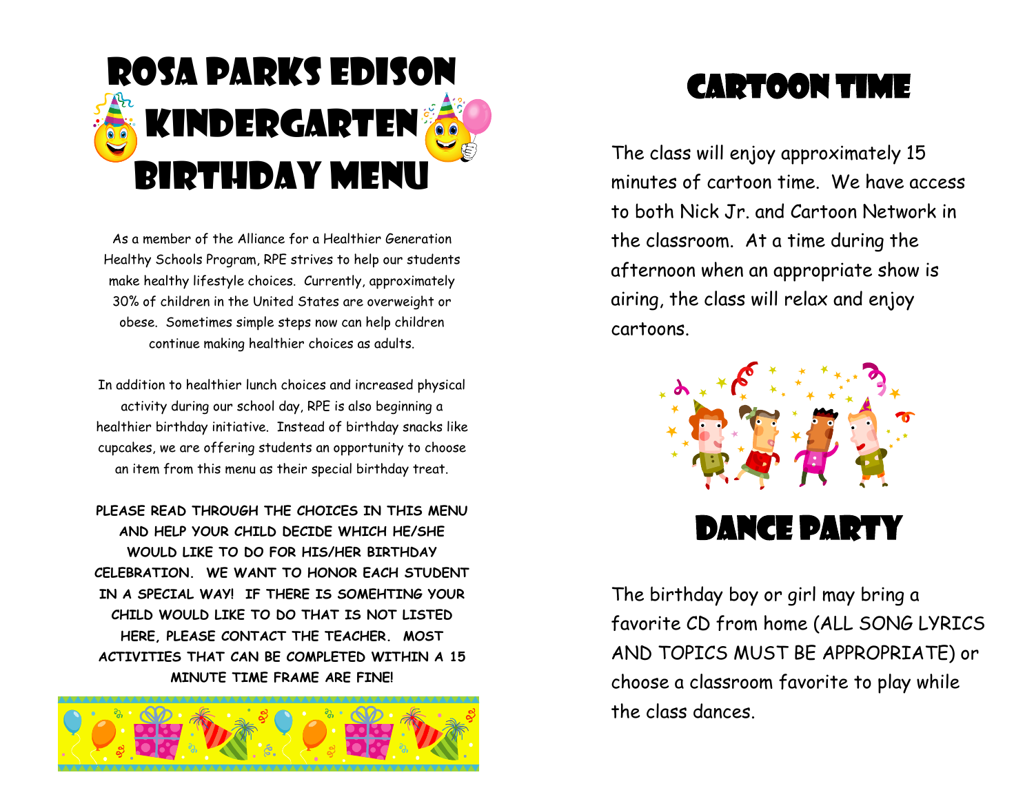# Rosa Parks Edison Kindergarten Birthday Menu

As a member of the Alliance for a Healthier Generation Healthy Schools Program, RPE strives to help our students make healthy lifestyle choices. Currently, approximately 30% of children in the United States are overweight or obese. Sometimes simple steps now can help children continue making healthier choices as adults.

In addition to healthier lunch choices and increased physical activity during our school day, RPE is also beginning a healthier birthday initiative. Instead of birthday snacks like cupcakes, we are offering students an opportunity to choose an item from this menu as their special birthday treat.

**PLEASE READ THROUGH THE CHOICES IN THIS MENU AND HELP YOUR CHILD DECIDE WHICH HE/SHE WOULD LIKE TO DO FOR HIS/HER BIRTHDAY CELEBRATION. WE WANT TO HONOR EACH STUDENT IN A SPECIAL WAY! IF THERE IS SOMEHTING YOUR CHILD WOULD LIKE TO DO THAT IS NOT LISTED HERE, PLEASE CONTACT THE TEACHER. MOST ACTIVITIES THAT CAN BE COMPLETED WITHIN A 15 MINUTE TIME FRAME ARE FINE!**

## Cartoon Time

The class will enjoy approximately 15 minutes of cartoon time. We have access to both Nick Jr. and Cartoon Network in the classroom. At a time during the afternoon when an appropriate show is airing, the class will relax and enjoy cartoons.

## Dance Party

The birthday boy or girl may bring a favorite CD from home (ALL SONG LYRICS AND TOPICS MUST BE APPROPRIATE) or choose a classroom favorite to play while the class dances.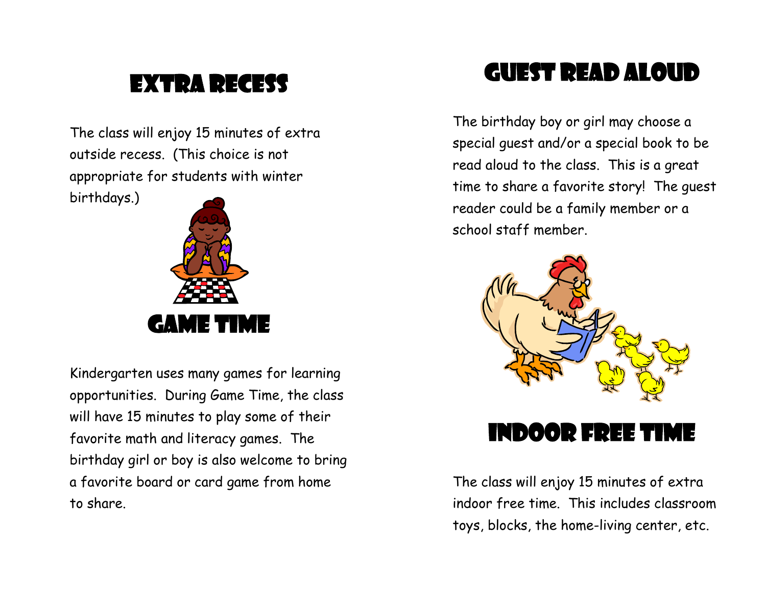## Extra Recess

The class will enjoy 15 minutes of extra outside recess. (This choice is not appropriate for students with winter birthdays.)

## Game Time

Kindergarten uses many games for learning opportunities. During Game Time, the class will have 15 minutes to play some of their favorite math and literacy games. The birthday girl or boy is also welcome to bring a favorite board or card game from home to share.

## Guest Read Aloud

The birthday boy or girl may choose a special guest and/or a special book to be read aloud to the class. This is a great time to share a favorite story! The guest reader could be a family member or a school staff member.

## Indoor Free Time

The class will enjoy 15 minutes of extra indoor free time. This includes classroom toys, blocks, the home-living center, etc.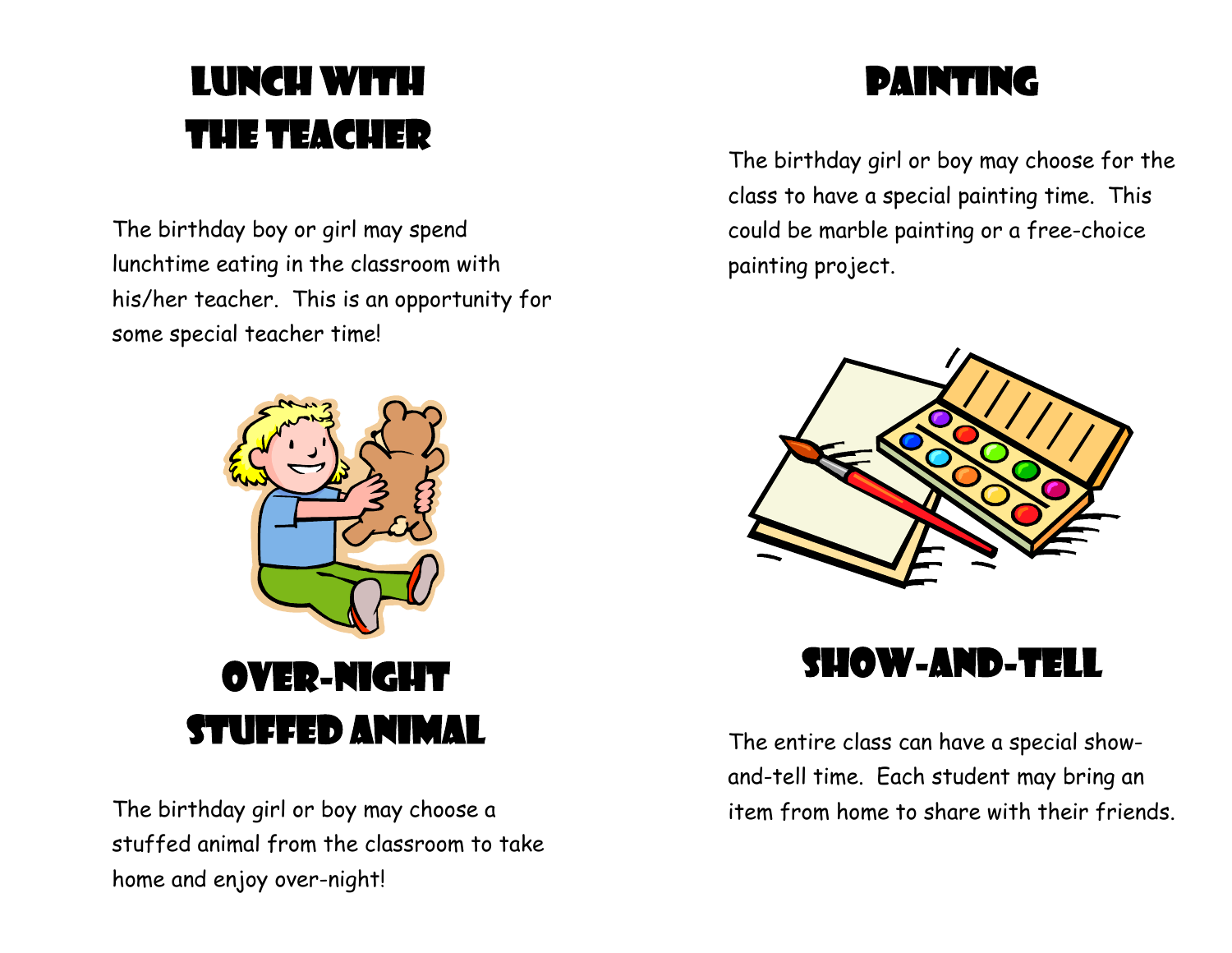## Lunch with the Teacher

The birthday boy or girl may spend lunchtime eating in the classroom with his/her teacher. This is an opportunity for some special teacher time!

## Over-night Stuffed Animal

The birthday girl or boy may choose a stuffed animal from the classroom to take home and enjoy over-night!

## Painting

The birthday girl or boy may choose for the class to have a special painting time. This could be marble painting or a free-choice painting project.

## Show-and-Tell

The entire class can have a special show-and-tell time. Each student may bring an item from home to share with their friends.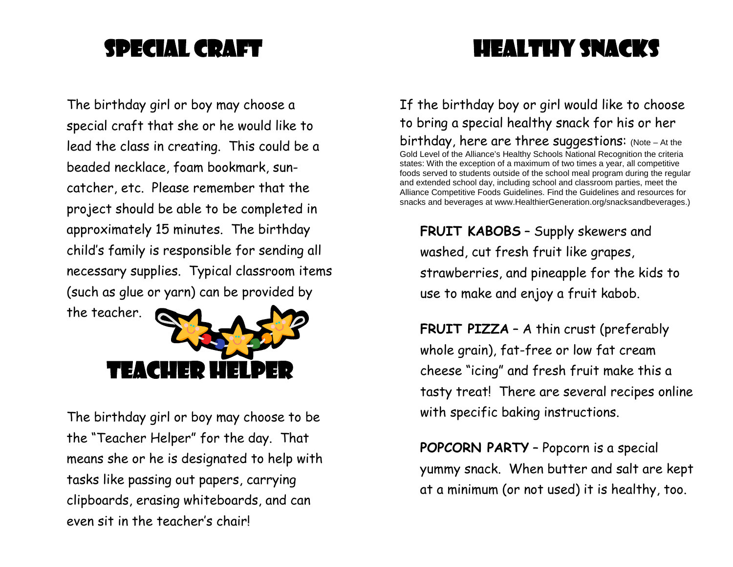# Special Craft

The birthday girl or boy may choose a special craft that she or he would like to lead the class in creating. This could be a beaded necklace, foam bookmark, sun-catcher, etc. Please remember that the project should be able to be completed in approximately 15 minutes. The birthday child's family is responsible for sending all necessary supplies. Typical classroom items (such as glue or yarn) can be provided by the teacher.

# Teacher Helper

The birthday girl or boy may choose to be the "Teacher Helper" for the day. That means she or he is designated to help with tasks like passing out papers, carrying clipboards, erasing whiteboards, and can even sit in the teacher's chair!

# Healthy Snacks

If the birthday boy or girl would like to choose to bring a special healthy snack for his or her birthday, here are three suggestions: (Note – At the Gold Level of the Alliance's Healthy Schools National Recognition the criteria states: With the exception of a maximum of two times a year, all competitive foods served to students outside of the school meal program during the regular and extended school day, including school and classroom parties, meet the Alliance Competitive Foods Guidelines. Find the Guidelines and resources for snacks and beverages at www.HealthierGeneration.org/snacksandbeverages.)

**FRUIT KABOBS** – Supply skewers and washed, cut fresh fruit like grapes, strawberries, and pineapple for the kids to use to make and enjoy a fruit kabob.

**FRUIT PIZZA** – A thin crust (preferably whole grain), fat-free or low fat cream cheese "icing" and fresh fruit make this a tasty treat! There are several recipes online with specific baking instructions.

**POPCORN PARTY** – Popcorn is a special yummy snack. When butter and salt are kept at a minimum (or not used) it is healthy, too.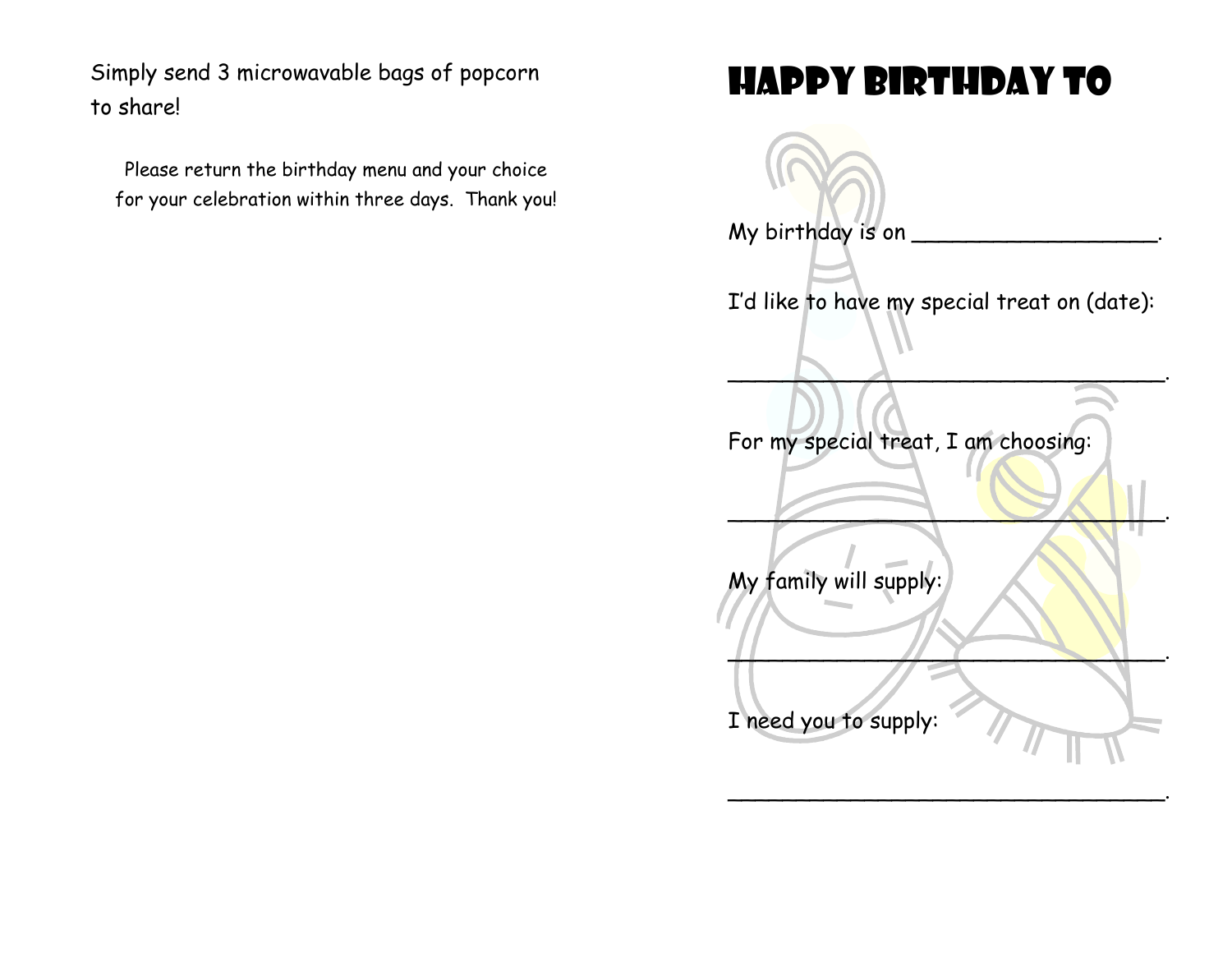Simply send 3 microwavable bags of popcorn to share!

Please return the birthday menu and your choice for your celebration within three days. Thank you!

# Happy Birthday to

My birthday is on ___________________.

I'd like to have my special treat on (date):

_________________________________.

For my special treat, I am choosing:

_________________________________.

My family will supply:

_________________________________.

I need you to supply:

_________________________________.